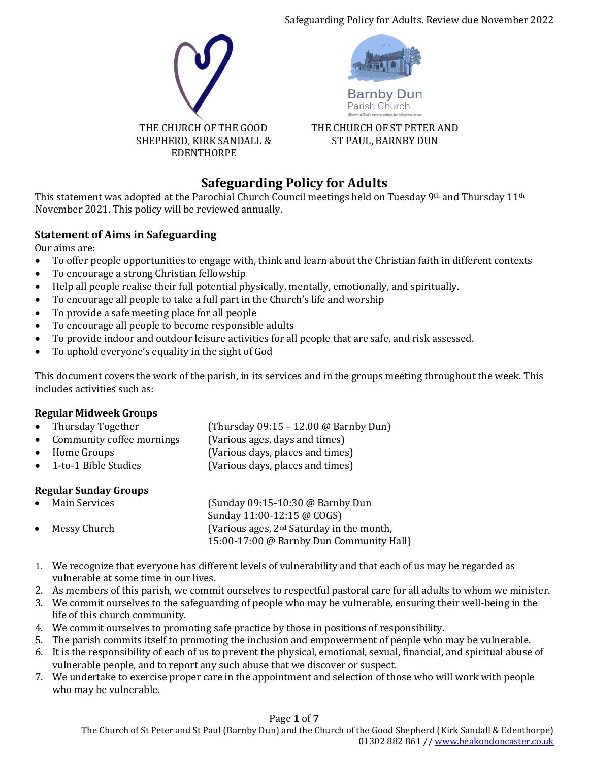THE CHURCH OF THE GOOD SHEPHERD, KIRK SANDALL & EDENTHORPE

THE CHURCH OF ST PETER AND ST PAUL, BARNBY DUN

# Safeguarding Policy for Adults

This statement was adopted at the Parochial Church Council meetings held on Tuesday 9th and Thursday 11th November 2021. This policy will be reviewed annually.

## Statement of Aims in Safeguarding

Our aims are:

- To offer people opportunities to engage with, think and learn about the Christian faith in different contexts
- To encourage a strong Christian fellowship
- Help all people realise their full potential physically, mentally, emotionally, and spiritually.
- To encourage all people to take a full part in the Church's life and worship
- To provide a safe meeting place for all people
- To encourage all people to become responsible adults
- To provide indoor and outdoor leisure activities for all people that are safe, and risk assessed.
- To uphold everyone's equality in the sight of God

This document covers the work of the parish, in its services and in the groups meeting throughout the week. This includes activities such as:

### Regular Midweek Groups

- Thursday Together (Thursday 09:15 – 12.00 @ Barnby Dun)
- Community coffee mornings (Various ages, days and times)
- Home Groups (Various days, places and times)
- 1-to-1 Bible Studies (Various days, places and times)

### Regular Sunday Groups

- Main Services (Sunday 09:15-10:30 @ Barnby Dun
  Sunday 11:00-12:15 @ COGS)
- Messy Church (Various ages, 2nd Saturday in the month,
  15:00-17:00 @ Barnby Dun Community Hall)

1. We recognize that everyone has different levels of vulnerability and that each of us may be regarded as vulnerable at some time in our lives.
2. As members of this parish, we commit ourselves to respectful pastoral care for all adults to whom we minister.
3. We commit ourselves to the safeguarding of people who may be vulnerable, ensuring their well-being in the life of this church community.
4. We commit ourselves to promoting safe practice by those in positions of responsibility.
5. The parish commits itself to promoting the inclusion and empowerment of people who may be vulnerable.
6. It is the responsibility of each of us to prevent the physical, emotional, sexual, financial, and spiritual abuse of vulnerable people, and to report any such abuse that we discover or suspect.
7. We undertake to exercise proper care in the appointment and selection of those who will work with people who may be vulnerable.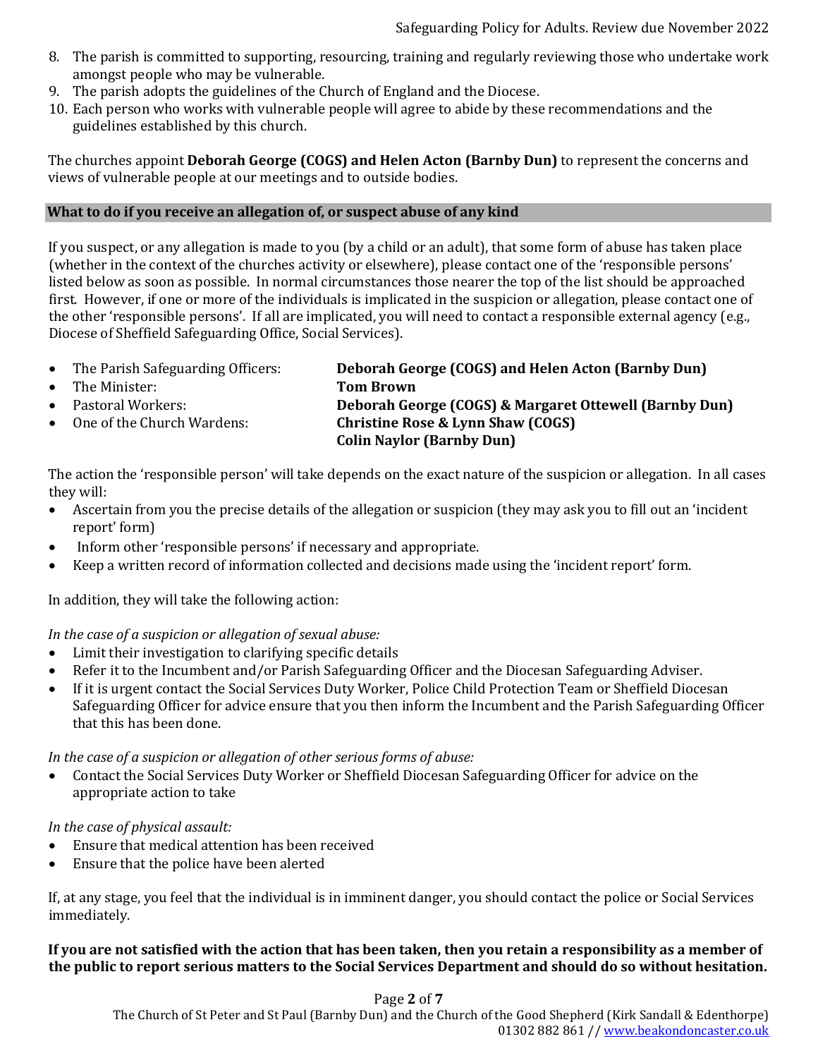8. The parish is committed to supporting, resourcing, training and regularly reviewing those who undertake work amongst people who may be vulnerable.
9. The parish adopts the guidelines of the Church of England and the Diocese.
10. Each person who works with vulnerable people will agree to abide by these recommendations and the guidelines established by this church.

The churches appoint **Deborah George (COGS) and Helen Acton (Barnby Dun)** to represent the concerns and views of vulnerable people at our meetings and to outside bodies.

## What to do if you receive an allegation of, or suspect abuse of any kind

If you suspect, or any allegation is made to you (by a child or an adult), that some form of abuse has taken place (whether in the context of the churches activity or elsewhere), please contact one of the 'responsible persons' listed below as soon as possible. In normal circumstances those nearer the top of the list should be approached first. However, if one or more of the individuals is implicated in the suspicion or allegation, please contact one of the other 'responsible persons'. If all are implicated, you will need to contact a responsible external agency (e.g., Diocese of Sheffield Safeguarding Office, Social Services).

- The Parish Safeguarding Officers: **Deborah George (COGS) and Helen Acton (Barnby Dun)**
- The Minister: **Tom Brown**
- Pastoral Workers: **Deborah George (COGS) & Margaret Ottewell (Barnby Dun)**
- One of the Church Wardens: **Christine Rose & Lynn Shaw (COGS)**
  **Colin Naylor (Barnby Dun)**

The action the 'responsible person' will take depends on the exact nature of the suspicion or allegation. In all cases they will:

- Ascertain from you the precise details of the allegation or suspicion (they may ask you to fill out an 'incident report' form)
- Inform other 'responsible persons' if necessary and appropriate.
- Keep a written record of information collected and decisions made using the 'incident report' form.

In addition, they will take the following action:

*In the case of a suspicion or allegation of sexual abuse:*

- Limit their investigation to clarifying specific details
- Refer it to the Incumbent and/or Parish Safeguarding Officer and the Diocesan Safeguarding Adviser.
- If it is urgent contact the Social Services Duty Worker, Police Child Protection Team or Sheffield Diocesan Safeguarding Officer for advice ensure that you then inform the Incumbent and the Parish Safeguarding Officer that this has been done.

*In the case of a suspicion or allegation of other serious forms of abuse:*

- Contact the Social Services Duty Worker or Sheffield Diocesan Safeguarding Officer for advice on the appropriate action to take

*In the case of physical assault:*

- Ensure that medical attention has been received
- Ensure that the police have been alerted

If, at any stage, you feel that the individual is in imminent danger, you should contact the police or Social Services immediately.

**If you are not satisfied with the action that has been taken, then you retain a responsibility as a member of the public to report serious matters to the Social Services Department and should do so without hesitation.**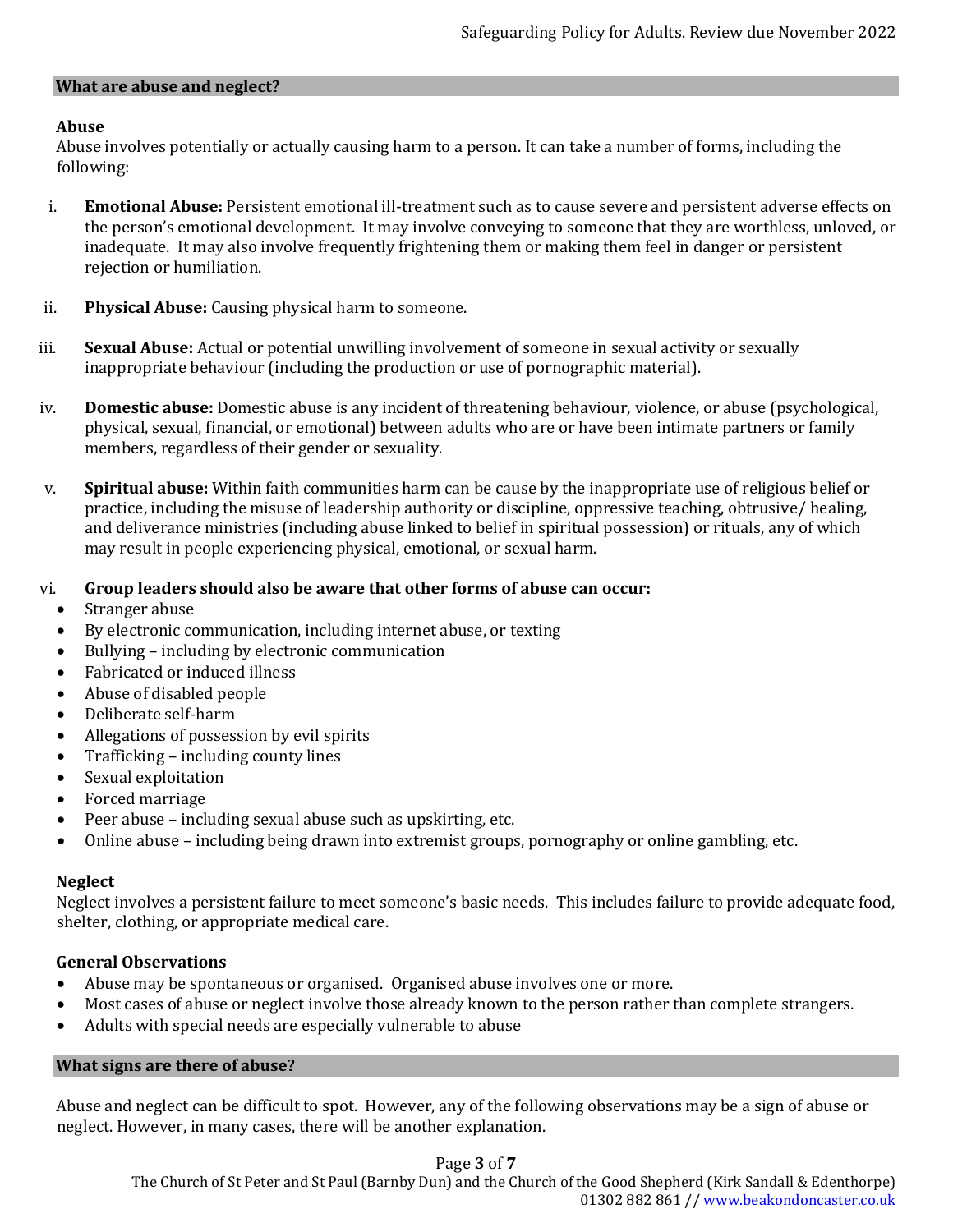## What are abuse and neglect?

### Abuse

Abuse involves potentially or actually causing harm to a person. It can take a number of forms, including the following:

i. **Emotional Abuse:** Persistent emotional ill-treatment such as to cause severe and persistent adverse effects on the person's emotional development. It may involve conveying to someone that they are worthless, unloved, or inadequate. It may also involve frequently frightening them or making them feel in danger or persistent rejection or humiliation.

ii. **Physical Abuse:** Causing physical harm to someone.

iii. **Sexual Abuse:** Actual or potential unwilling involvement of someone in sexual activity or sexually inappropriate behaviour (including the production or use of pornographic material).

iv. **Domestic abuse:** Domestic abuse is any incident of threatening behaviour, violence, or abuse (psychological, physical, sexual, financial, or emotional) between adults who are or have been intimate partners or family members, regardless of their gender or sexuality.

v. **Spiritual abuse:** Within faith communities harm can be cause by the inappropriate use of religious belief or practice, including the misuse of leadership authority or discipline, oppressive teaching, obtrusive/ healing, and deliverance ministries (including abuse linked to belief in spiritual possession) or rituals, any of which may result in people experiencing physical, emotional, or sexual harm.

vi. **Group leaders should also be aware that other forms of abuse can occur:**

- Stranger abuse
- By electronic communication, including internet abuse, or texting
- Bullying – including by electronic communication
- Fabricated or induced illness
- Abuse of disabled people
- Deliberate self-harm
- Allegations of possession by evil spirits
- Trafficking – including county lines
- Sexual exploitation
- Forced marriage
- Peer abuse – including sexual abuse such as upskirting, etc.
- Online abuse – including being drawn into extremist groups, pornography or online gambling, etc.

### Neglect

Neglect involves a persistent failure to meet someone's basic needs. This includes failure to provide adequate food, shelter, clothing, or appropriate medical care.

### General Observations

- Abuse may be spontaneous or organised. Organised abuse involves one or more.
- Most cases of abuse or neglect involve those already known to the person rather than complete strangers.
- Adults with special needs are especially vulnerable to abuse

## What signs are there of abuse?

Abuse and neglect can be difficult to spot. However, any of the following observations may be a sign of abuse or neglect. However, in many cases, there will be another explanation.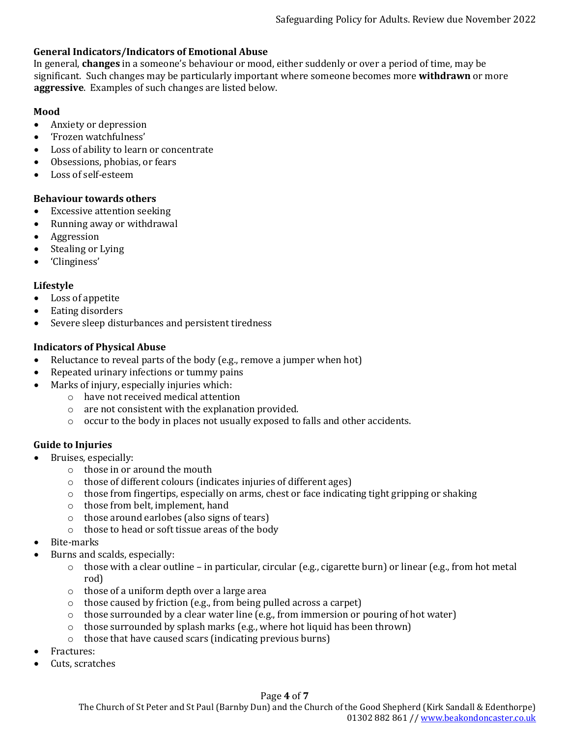### General Indicators/Indicators of Emotional Abuse

In general, **changes** in a someone's behaviour or mood, either suddenly or over a period of time, may be significant. Such changes may be particularly important where someone becomes more **withdrawn** or more **aggressive**. Examples of such changes are listed below.

#### Mood

- Anxiety or depression
- 'Frozen watchfulness'
- Loss of ability to learn or concentrate
- Obsessions, phobias, or fears
- Loss of self-esteem

#### Behaviour towards others

- Excessive attention seeking
- Running away or withdrawal
- Aggression
- Stealing or Lying
- 'Clinginess'

#### Lifestyle

- Loss of appetite
- Eating disorders
- Severe sleep disturbances and persistent tiredness

### Indicators of Physical Abuse

- Reluctance to reveal parts of the body (e.g., remove a jumper when hot)
- Repeated urinary infections or tummy pains
- Marks of injury, especially injuries which:
  - have not received medical attention
  - are not consistent with the explanation provided.
  - occur to the body in places not usually exposed to falls and other accidents.

### Guide to Injuries

- Bruises, especially:
  - those in or around the mouth
  - those of different colours (indicates injuries of different ages)
  - those from fingertips, especially on arms, chest or face indicating tight gripping or shaking
  - those from belt, implement, hand
  - those around earlobes (also signs of tears)
  - those to head or soft tissue areas of the body
- Bite-marks
- Burns and scalds, especially:
  - those with a clear outline – in particular, circular (e.g., cigarette burn) or linear (e.g., from hot metal rod)
  - those of a uniform depth over a large area
  - those caused by friction (e.g., from being pulled across a carpet)
  - those surrounded by a clear water line (e.g., from immersion or pouring of hot water)
  - those surrounded by splash marks (e.g., where hot liquid has been thrown)
  - those that have caused scars (indicating previous burns)
- Fractures:
- Cuts, scratches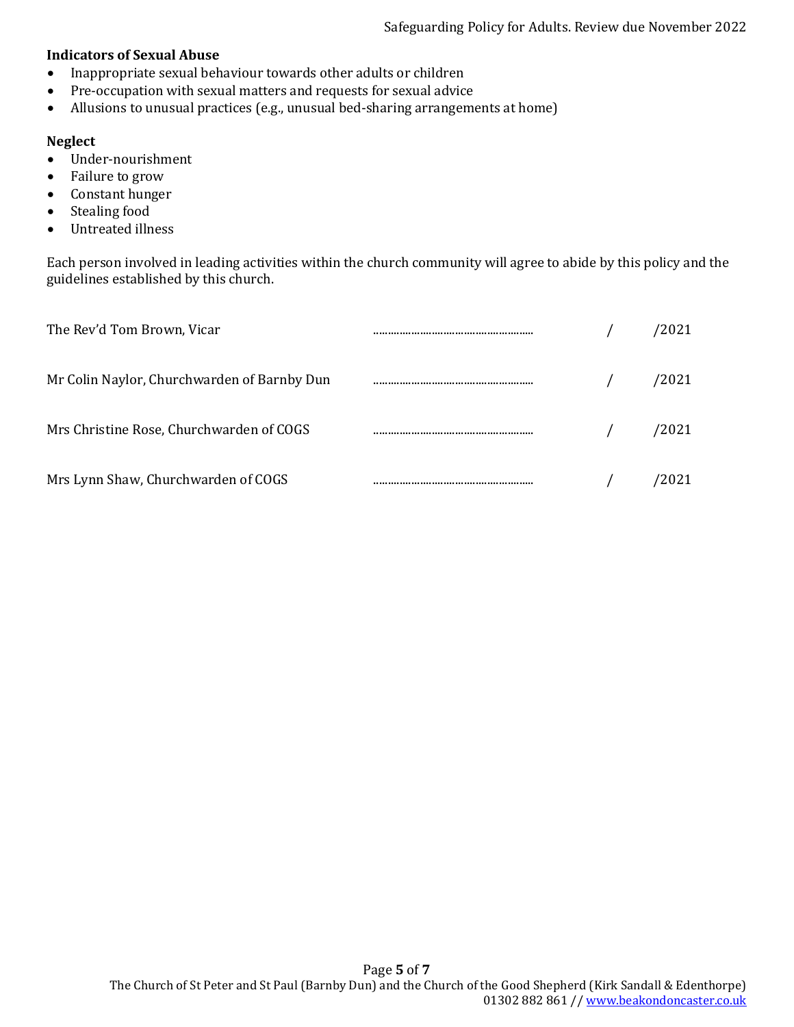**Indicators of Sexual Abuse**

- Inappropriate sexual behaviour towards other adults or children
- Pre-occupation with sexual matters and requests for sexual advice
- Allusions to unusual practices (e.g., unusual bed-sharing arrangements at home)

**Neglect**

- Under-nourishment
- Failure to grow
- Constant hunger
- Stealing food
- Untreated illness

Each person involved in leading activities within the church community will agree to abide by this policy and the guidelines established by this church.

| | | |
|---|---|---|
| The Rev'd Tom Brown, Vicar | ........................................................ | / /2021 |
| Mr Colin Naylor, Churchwarden of Barnby Dun | ........................................................ | / /2021 |
| Mrs Christine Rose, Churchwarden of COGS | ........................................................ | / /2021 |
| Mrs Lynn Shaw, Churchwarden of COGS | ........................................................ | / /2021 |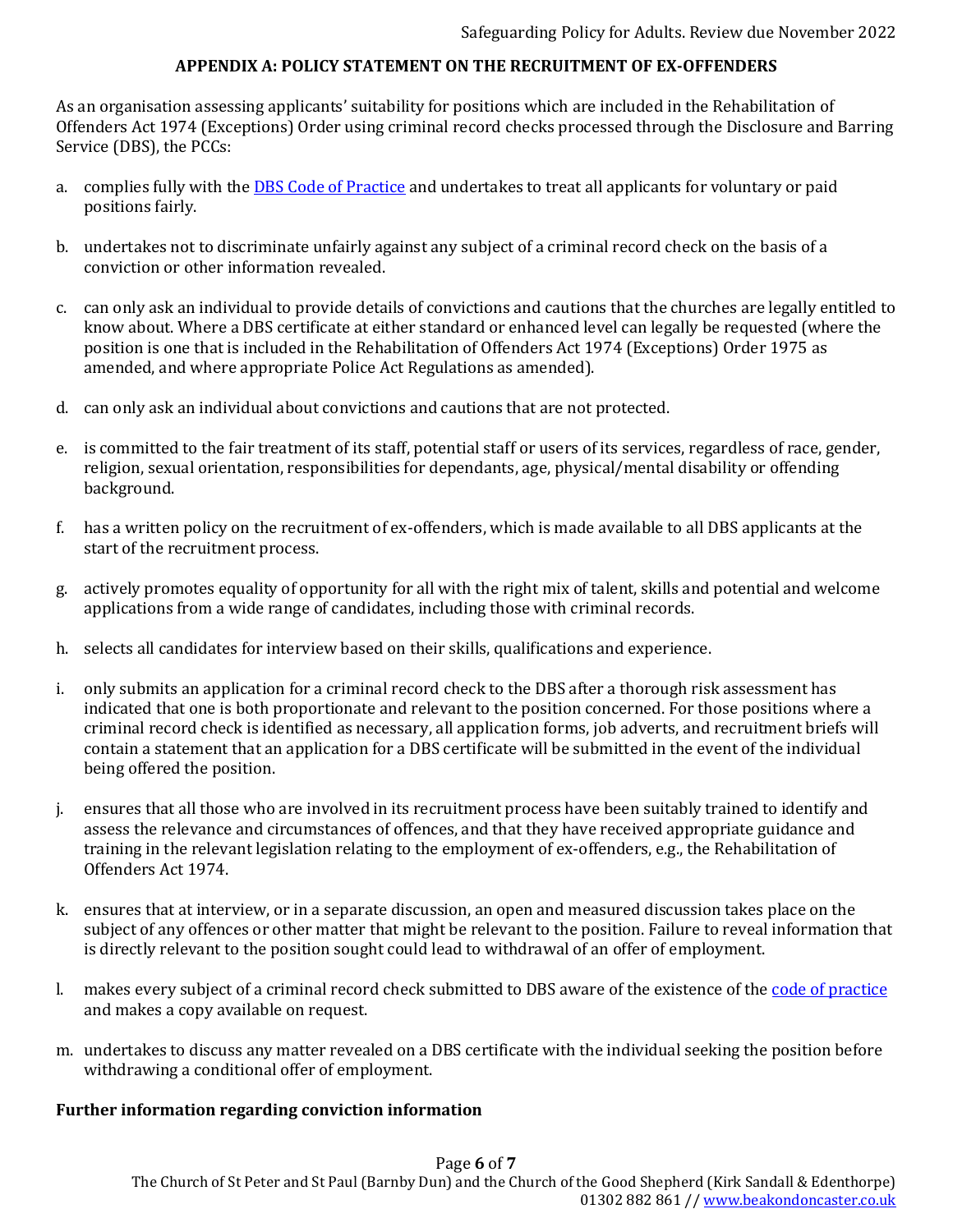## APPENDIX A: POLICY STATEMENT ON THE RECRUITMENT OF EX-OFFENDERS

As an organisation assessing applicants' suitability for positions which are included in the Rehabilitation of Offenders Act 1974 (Exceptions) Order using criminal record checks processed through the Disclosure and Barring Service (DBS), the PCCs:

a. complies fully with the [DBS Code of Practice] and undertakes to treat all applicants for voluntary or paid positions fairly.

b. undertakes not to discriminate unfairly against any subject of a criminal record check on the basis of a conviction or other information revealed.

c. can only ask an individual to provide details of convictions and cautions that the churches are legally entitled to know about. Where a DBS certificate at either standard or enhanced level can legally be requested (where the position is one that is included in the Rehabilitation of Offenders Act 1974 (Exceptions) Order 1975 as amended, and where appropriate Police Act Regulations as amended).

d. can only ask an individual about convictions and cautions that are not protected.

e. is committed to the fair treatment of its staff, potential staff or users of its services, regardless of race, gender, religion, sexual orientation, responsibilities for dependants, age, physical/mental disability or offending background.

f. has a written policy on the recruitment of ex-offenders, which is made available to all DBS applicants at the start of the recruitment process.

g. actively promotes equality of opportunity for all with the right mix of talent, skills and potential and welcome applications from a wide range of candidates, including those with criminal records.

h. selects all candidates for interview based on their skills, qualifications and experience.

i. only submits an application for a criminal record check to the DBS after a thorough risk assessment has indicated that one is both proportionate and relevant to the position concerned. For those positions where a criminal record check is identified as necessary, all application forms, job adverts, and recruitment briefs will contain a statement that an application for a DBS certificate will be submitted in the event of the individual being offered the position.

j. ensures that all those who are involved in its recruitment process have been suitably trained to identify and assess the relevance and circumstances of offences, and that they have received appropriate guidance and training in the relevant legislation relating to the employment of ex-offenders, e.g., the Rehabilitation of Offenders Act 1974.

k. ensures that at interview, or in a separate discussion, an open and measured discussion takes place on the subject of any offences or other matter that might be relevant to the position. Failure to reveal information that is directly relevant to the position sought could lead to withdrawal of an offer of employment.

l. makes every subject of a criminal record check submitted to DBS aware of the existence of the [code of practice] and makes a copy available on request.

m. undertakes to discuss any matter revealed on a DBS certificate with the individual seeking the position before withdrawing a conditional offer of employment.

### Further information regarding conviction information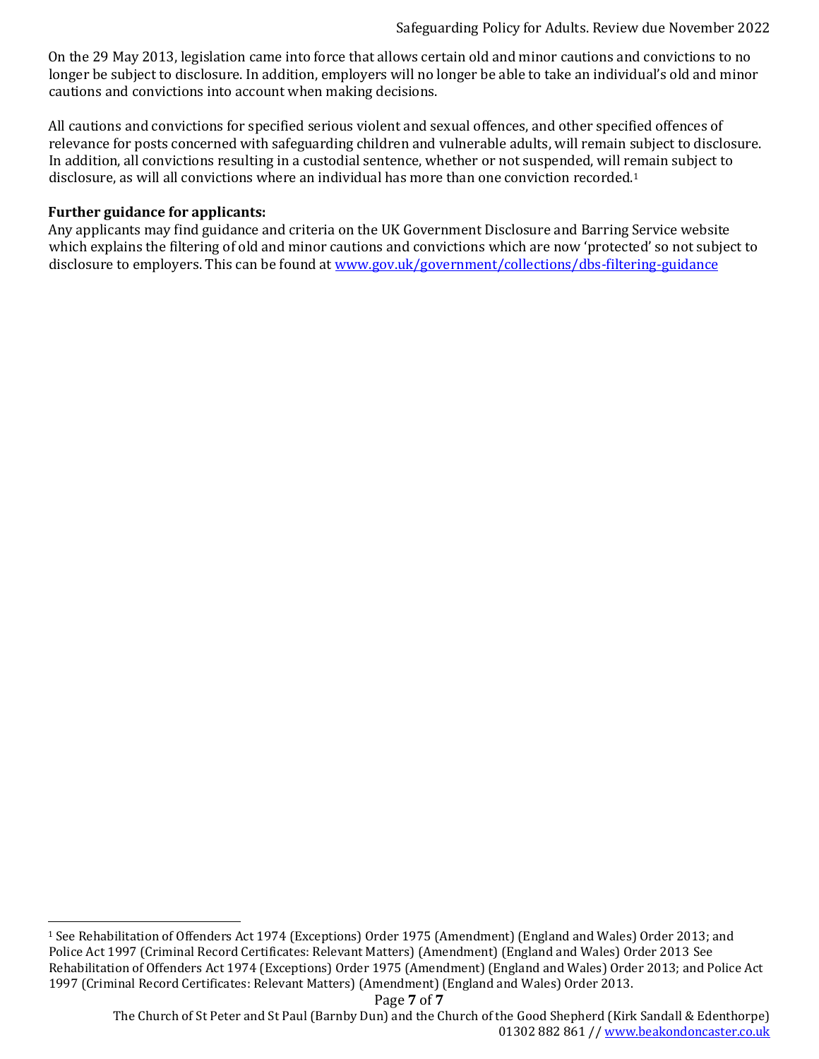On the 29 May 2013, legislation came into force that allows certain old and minor cautions and convictions to no longer be subject to disclosure. In addition, employers will no longer be able to take an individual's old and minor cautions and convictions into account when making decisions.

All cautions and convictions for specified serious violent and sexual offences, and other specified offences of relevance for posts concerned with safeguarding children and vulnerable adults, will remain subject to disclosure. In addition, all convictions resulting in a custodial sentence, whether or not suspended, will remain subject to disclosure, as will all convictions where an individual has more than one conviction recorded.[1]

**Further guidance for applicants:**
Any applicants may find guidance and criteria on the UK Government Disclosure and Barring Service website which explains the filtering of old and minor cautions and convictions which are now 'protected' so not subject to disclosure to employers. This can be found at [www.gov.uk/government/collections/dbs-filtering-guidance](http://www.gov.uk/government/collections/dbs-filtering-guidance)

---

[1] See Rehabilitation of Offenders Act 1974 (Exceptions) Order 1975 (Amendment) (England and Wales) Order 2013; and Police Act 1997 (Criminal Record Certificates: Relevant Matters) (Amendment) (England and Wales) Order 2013 See Rehabilitation of Offenders Act 1974 (Exceptions) Order 1975 (Amendment) (England and Wales) Order 2013; and Police Act 1997 (Criminal Record Certificates: Relevant Matters) (Amendment) (England and Wales) Order 2013.